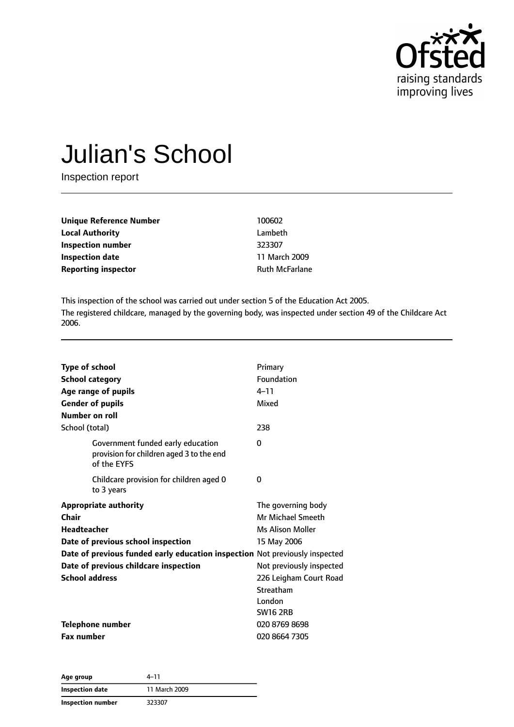Ofsted
raising standards
improving lives

# Julian's School

Inspection report

| | |
|---|---|
| **Unique Reference Number** | 100602 |
| **Local Authority** | Lambeth |
| **Inspection number** | 323307 |
| **Inspection date** | 11 March 2009 |
| **Reporting inspector** | Ruth McFarlane |

This inspection of the school was carried out under section 5 of the Education Act 2005.

The registered childcare, managed by the governing body, was inspected under section 49 of the Childcare Act 2006.

| | |
|---|---|
| **Type of school** | Primary |
| **School category** | Foundation |
| **Age range of pupils** | 4–11 |
| **Gender of pupils** | Mixed |
| **Number on roll** | |
| School (total) | 238 |
| Government funded early education provision for children aged 3 to the end of the EYFS | 0 |
| Childcare provision for children aged 0 to 3 years | 0 |
| **Appropriate authority** | The governing body |
| **Chair** | Mr Michael Smeeth |
| **Headteacher** | Ms Alison Moller |
| **Date of previous school inspection** | 15 May 2006 |
| **Date of previous funded early education inspection** | Not previously inspected |
| **Date of previous childcare inspection** | Not previously inspected |
| **School address** | 226 Leigham Court Road<br>Streatham<br>London<br>SW16 2RB |
| **Telephone number** | 020 8769 8698 |
| **Fax number** | 020 8664 7305 |

| | |
|---|---|
| **Age group** | 4–11 |
| **Inspection date** | 11 March 2009 |
| **Inspection number** | 323307 |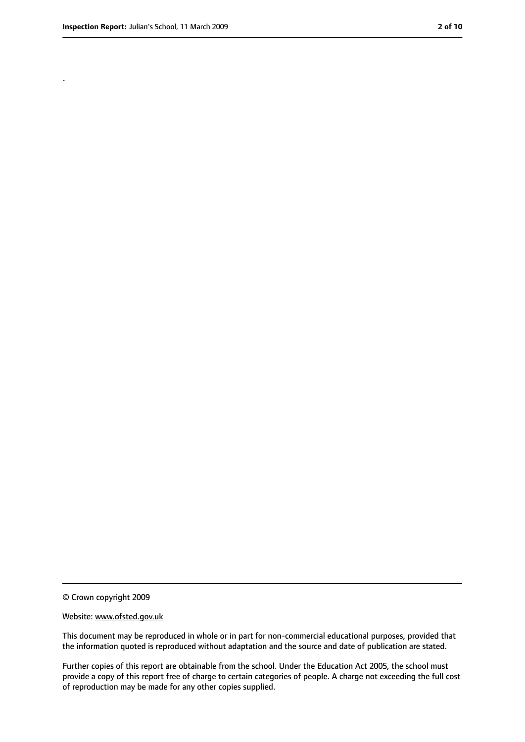.

© Crown copyright 2009

Website: www.ofsted.gov.uk

This document may be reproduced in whole or in part for non-commercial educational purposes, provided that the information quoted is reproduced without adaptation and the source and date of publication are stated.

Further copies of this report are obtainable from the school. Under the Education Act 2005, the school must provide a copy of this report free of charge to certain categories of people. A charge not exceeding the full cost of reproduction may be made for any other copies supplied.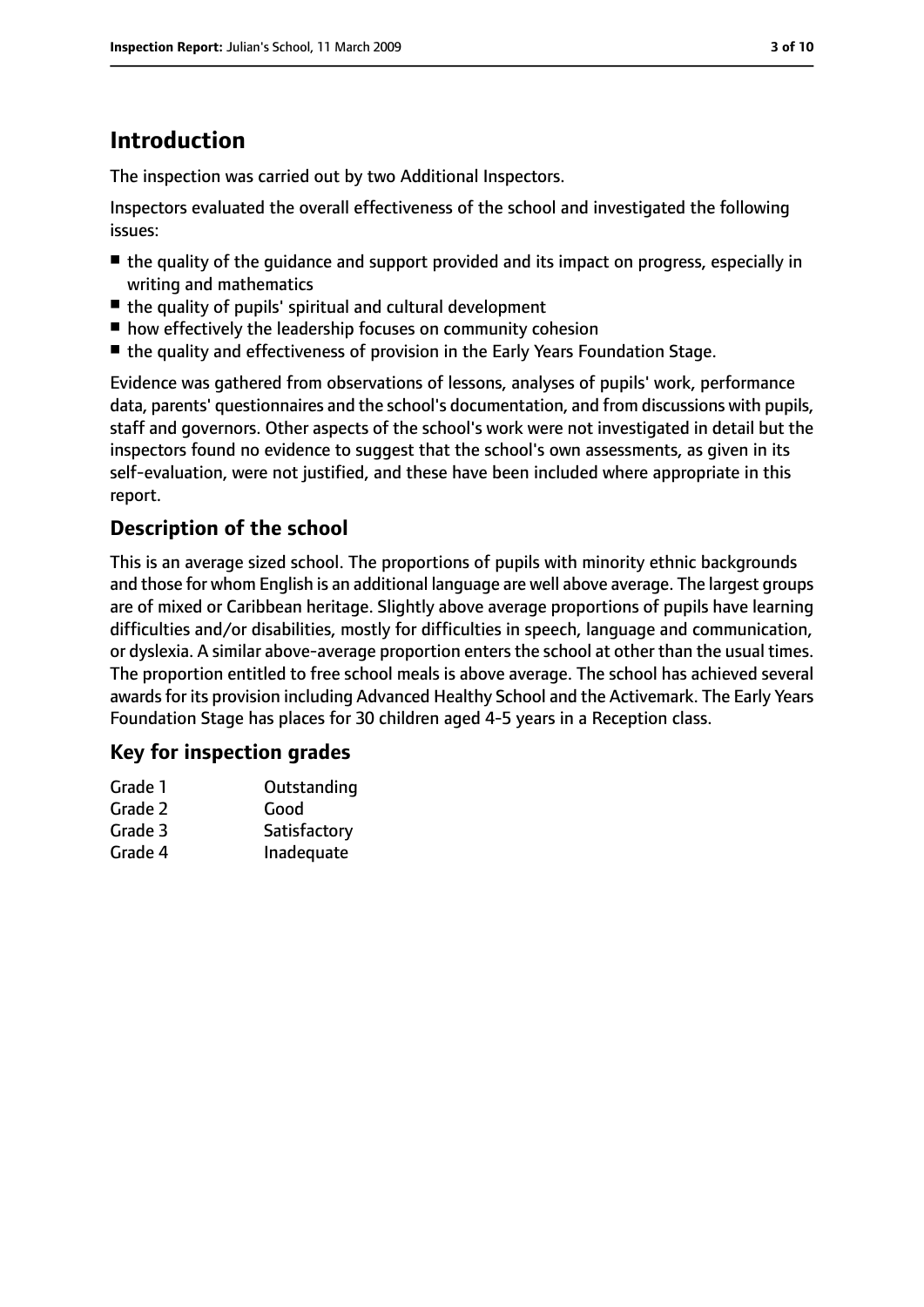# Introduction

The inspection was carried out by two Additional Inspectors.

Inspectors evaluated the overall effectiveness of the school and investigated the following issues:

- the quality of the guidance and support provided and its impact on progress, especially in writing and mathematics
- the quality of pupils' spiritual and cultural development
- how effectively the leadership focuses on community cohesion
- the quality and effectiveness of provision in the Early Years Foundation Stage.

Evidence was gathered from observations of lessons, analyses of pupils' work, performance data, parents' questionnaires and the school's documentation, and from discussions with pupils, staff and governors. Other aspects of the school's work were not investigated in detail but the inspectors found no evidence to suggest that the school's own assessments, as given in its self-evaluation, were not justified, and these have been included where appropriate in this report.

## Description of the school

This is an average sized school. The proportions of pupils with minority ethnic backgrounds and those for whom English is an additional language are well above average. The largest groups are of mixed or Caribbean heritage. Slightly above average proportions of pupils have learning difficulties and/or disabilities, mostly for difficulties in speech, language and communication, or dyslexia. A similar above-average proportion enters the school at other than the usual times. The proportion entitled to free school meals is above average. The school has achieved several awards for its provision including Advanced Healthy School and the Activemark. The Early Years Foundation Stage has places for 30 children aged 4-5 years in a Reception class.

## Key for inspection grades

| | |
|---|---|
| Grade 1 | Outstanding |
| Grade 2 | Good |
| Grade 3 | Satisfactory |
| Grade 4 | Inadequate |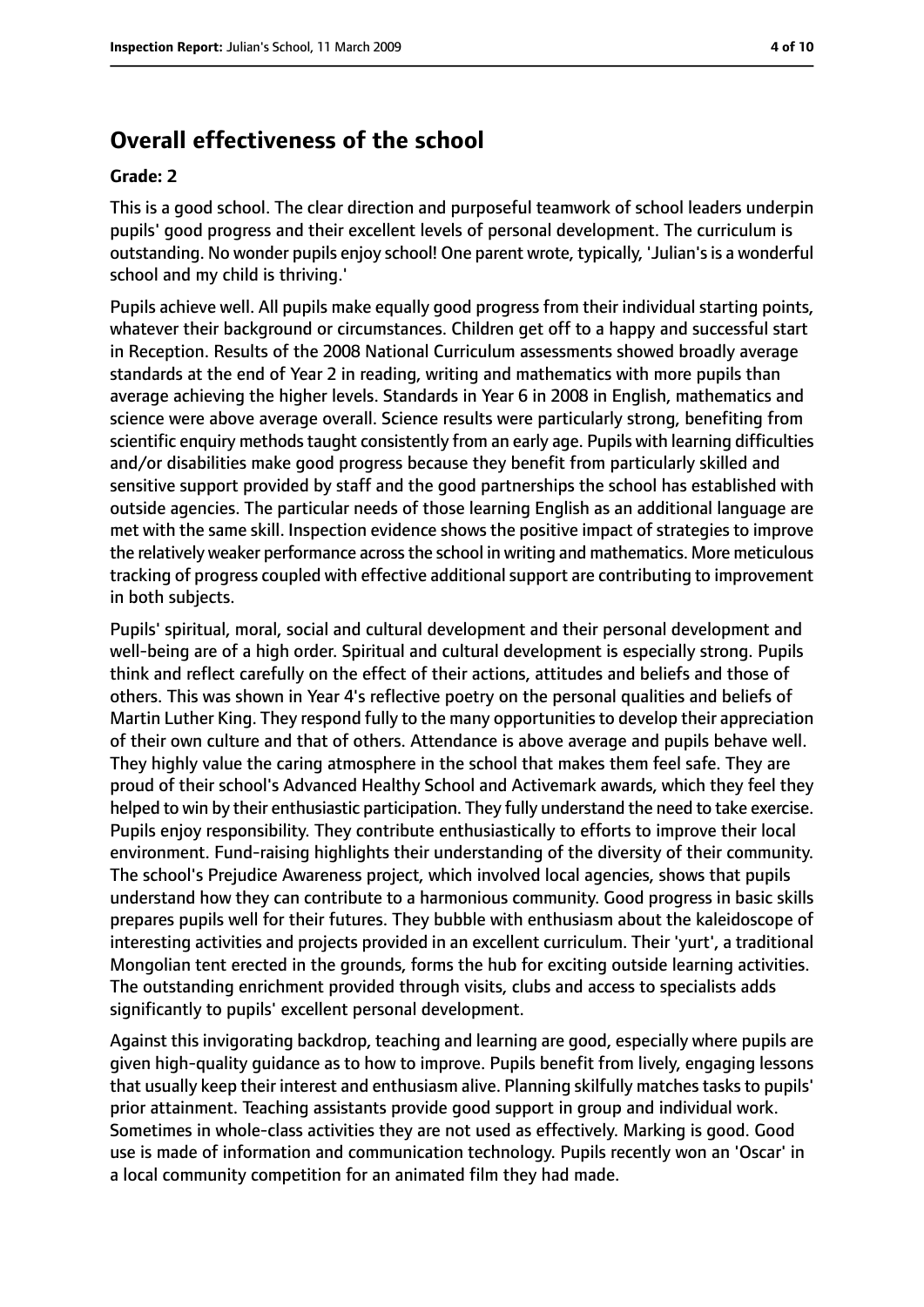## Overall effectiveness of the school

**Grade: 2**

This is a good school. The clear direction and purposeful teamwork of school leaders underpin pupils' good progress and their excellent levels of personal development. The curriculum is outstanding. No wonder pupils enjoy school! One parent wrote, typically, 'Julian's is a wonderful school and my child is thriving.'

Pupils achieve well. All pupils make equally good progress from their individual starting points, whatever their background or circumstances. Children get off to a happy and successful start in Reception. Results of the 2008 National Curriculum assessments showed broadly average standards at the end of Year 2 in reading, writing and mathematics with more pupils than average achieving the higher levels. Standards in Year 6 in 2008 in English, mathematics and science were above average overall. Science results were particularly strong, benefiting from scientific enquiry methods taught consistently from an early age. Pupils with learning difficulties and/or disabilities make good progress because they benefit from particularly skilled and sensitive support provided by staff and the good partnerships the school has established with outside agencies. The particular needs of those learning English as an additional language are met with the same skill. Inspection evidence shows the positive impact of strategies to improve the relatively weaker performance across the school in writing and mathematics. More meticulous tracking of progress coupled with effective additional support are contributing to improvement in both subjects.

Pupils' spiritual, moral, social and cultural development and their personal development and well-being are of a high order. Spiritual and cultural development is especially strong. Pupils think and reflect carefully on the effect of their actions, attitudes and beliefs and those of others. This was shown in Year 4's reflective poetry on the personal qualities and beliefs of Martin Luther King. They respond fully to the many opportunities to develop their appreciation of their own culture and that of others. Attendance is above average and pupils behave well. They highly value the caring atmosphere in the school that makes them feel safe. They are proud of their school's Advanced Healthy School and Activemark awards, which they feel they helped to win by their enthusiastic participation. They fully understand the need to take exercise. Pupils enjoy responsibility. They contribute enthusiastically to efforts to improve their local environment. Fund-raising highlights their understanding of the diversity of their community. The school's Prejudice Awareness project, which involved local agencies, shows that pupils understand how they can contribute to a harmonious community. Good progress in basic skills prepares pupils well for their futures. They bubble with enthusiasm about the kaleidoscope of interesting activities and projects provided in an excellent curriculum. Their 'yurt', a traditional Mongolian tent erected in the grounds, forms the hub for exciting outside learning activities. The outstanding enrichment provided through visits, clubs and access to specialists adds significantly to pupils' excellent personal development.

Against this invigorating backdrop, teaching and learning are good, especially where pupils are given high-quality guidance as to how to improve. Pupils benefit from lively, engaging lessons that usually keep their interest and enthusiasm alive. Planning skilfully matches tasks to pupils' prior attainment. Teaching assistants provide good support in group and individual work. Sometimes in whole-class activities they are not used as effectively. Marking is good. Good use is made of information and communication technology. Pupils recently won an 'Oscar' in a local community competition for an animated film they had made.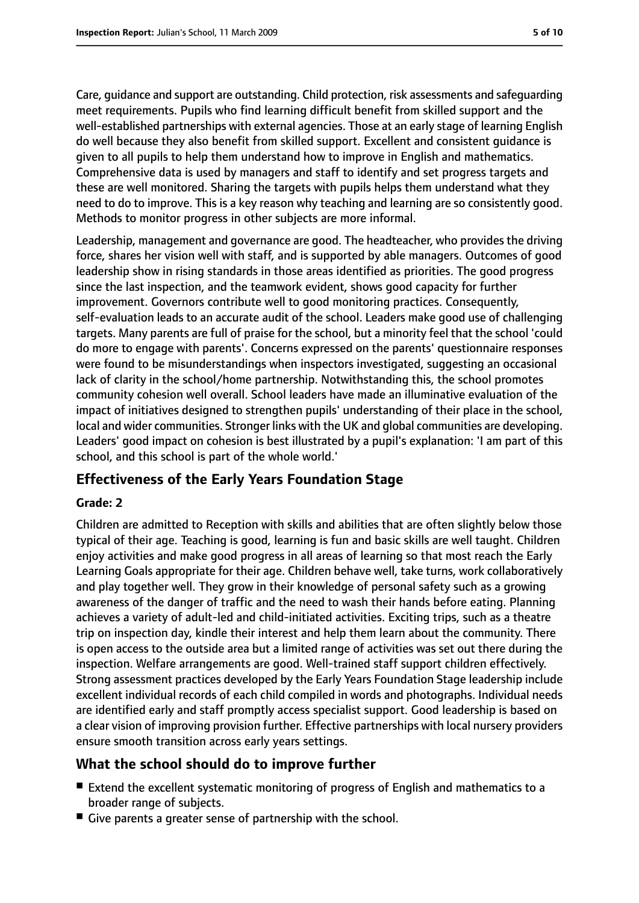Care, guidance and support are outstanding. Child protection, risk assessments and safeguarding meet requirements. Pupils who find learning difficult benefit from skilled support and the well-established partnerships with external agencies. Those at an early stage of learning English do well because they also benefit from skilled support. Excellent and consistent guidance is given to all pupils to help them understand how to improve in English and mathematics. Comprehensive data is used by managers and staff to identify and set progress targets and these are well monitored. Sharing the targets with pupils helps them understand what they need to do to improve. This is a key reason why teaching and learning are so consistently good. Methods to monitor progress in other subjects are more informal.

Leadership, management and governance are good. The headteacher, who provides the driving force, shares her vision well with staff, and is supported by able managers. Outcomes of good leadership show in rising standards in those areas identified as priorities. The good progress since the last inspection, and the teamwork evident, shows good capacity for further improvement. Governors contribute well to good monitoring practices. Consequently, self-evaluation leads to an accurate audit of the school. Leaders make good use of challenging targets. Many parents are full of praise for the school, but a minority feel that the school 'could do more to engage with parents'. Concerns expressed on the parents' questionnaire responses were found to be misunderstandings when inspectors investigated, suggesting an occasional lack of clarity in the school/home partnership. Notwithstanding this, the school promotes community cohesion well overall. School leaders have made an illuminative evaluation of the impact of initiatives designed to strengthen pupils' understanding of their place in the school, local and wider communities. Stronger links with the UK and global communities are developing. Leaders' good impact on cohesion is best illustrated by a pupil's explanation: 'I am part of this school, and this school is part of the whole world.'

## Effectiveness of the Early Years Foundation Stage

**Grade: 2**

Children are admitted to Reception with skills and abilities that are often slightly below those typical of their age. Teaching is good, learning is fun and basic skills are well taught. Children enjoy activities and make good progress in all areas of learning so that most reach the Early Learning Goals appropriate for their age. Children behave well, take turns, work collaboratively and play together well. They grow in their knowledge of personal safety such as a growing awareness of the danger of traffic and the need to wash their hands before eating. Planning achieves a variety of adult-led and child-initiated activities. Exciting trips, such as a theatre trip on inspection day, kindle their interest and help them learn about the community. There is open access to the outside area but a limited range of activities was set out there during the inspection. Welfare arrangements are good. Well-trained staff support children effectively. Strong assessment practices developed by the Early Years Foundation Stage leadership include excellent individual records of each child compiled in words and photographs. Individual needs are identified early and staff promptly access specialist support. Good leadership is based on a clear vision of improving provision further. Effective partnerships with local nursery providers ensure smooth transition across early years settings.

## What the school should do to improve further

- Extend the excellent systematic monitoring of progress of English and mathematics to a broader range of subjects.
- Give parents a greater sense of partnership with the school.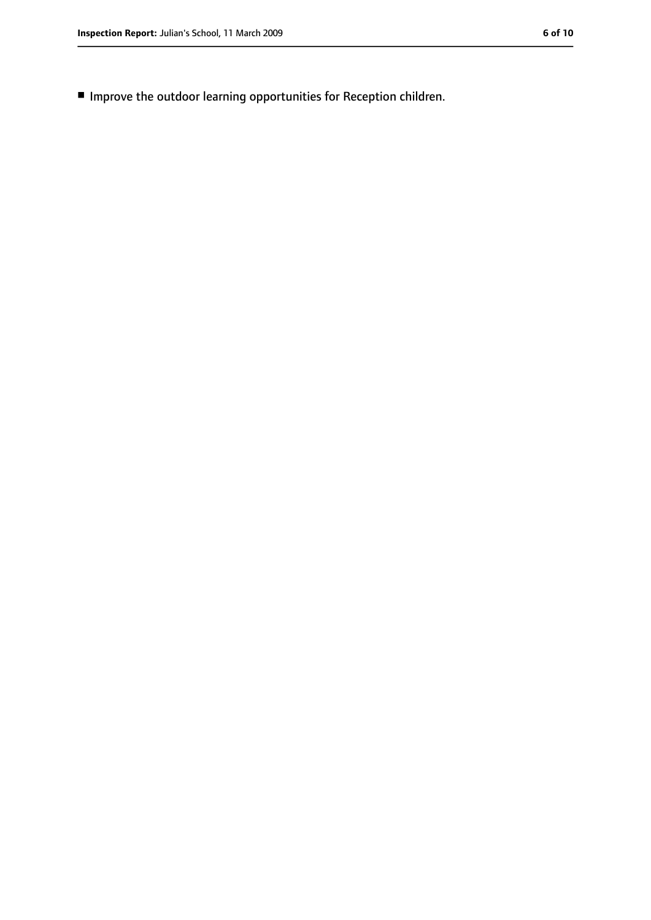- Improve the outdoor learning opportunities for Reception children.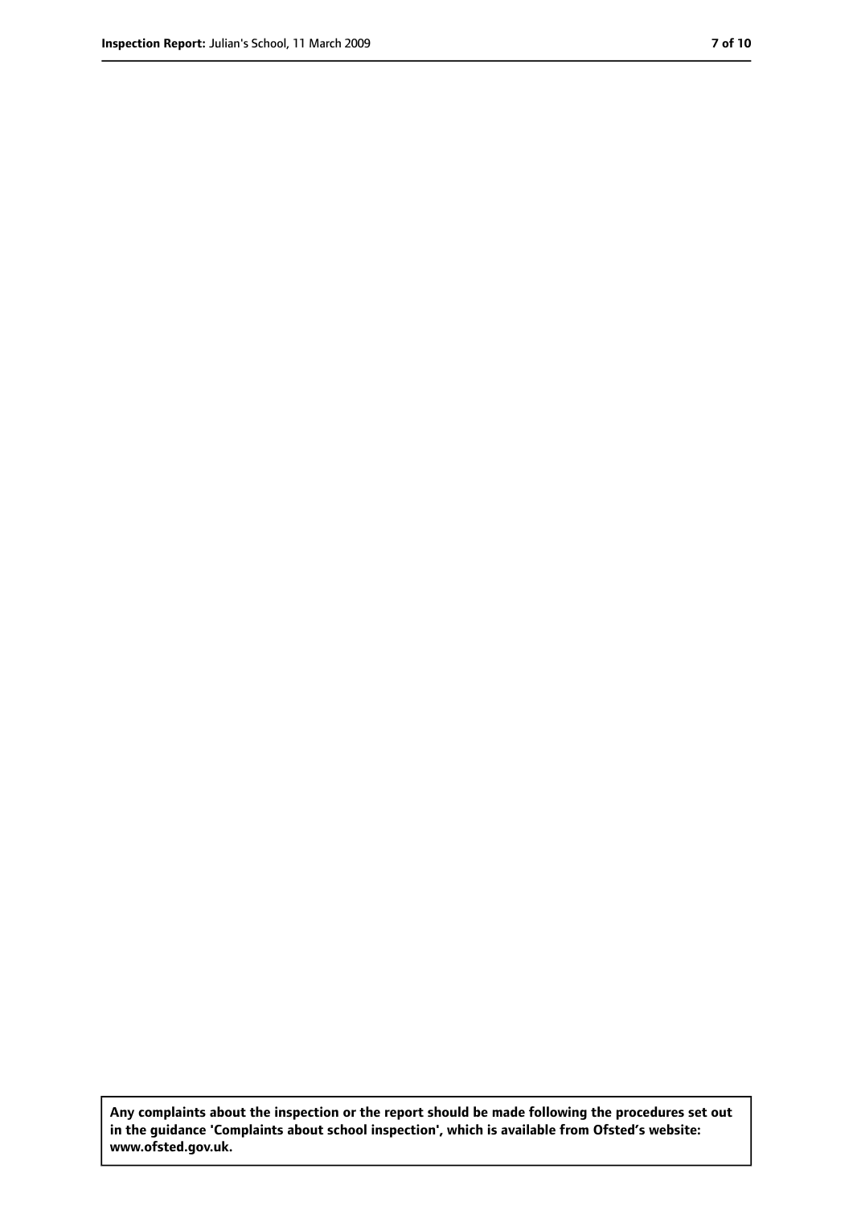**Any complaints about the inspection or the report should be made following the procedures set out in the guidance 'Complaints about school inspection', which is available from Ofsted's website: www.ofsted.gov.uk.**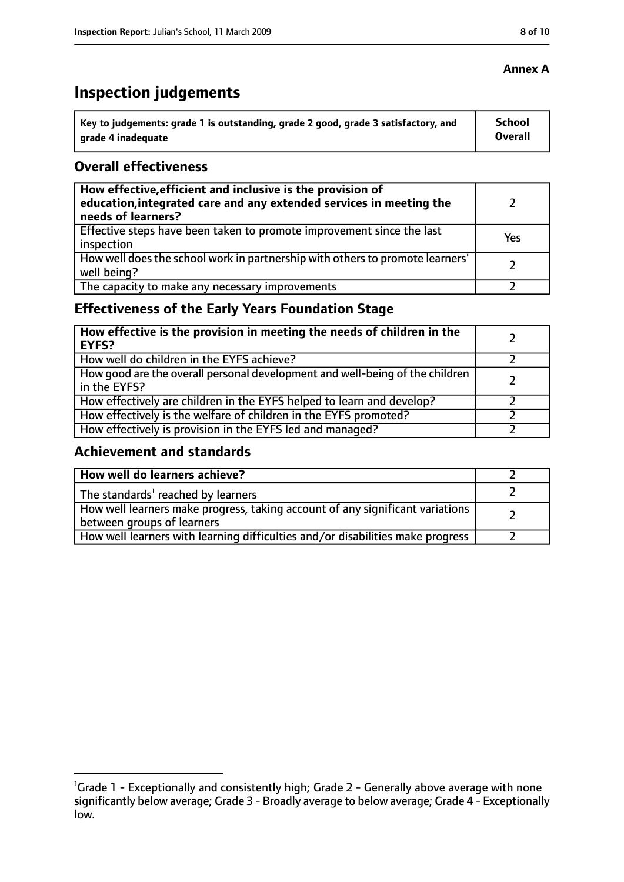**Annex A**

# Inspection judgements

| Key to judgements: grade 1 is outstanding, grade 2 good, grade 3 satisfactory, and grade 4 inadequate | School Overall |
|---|---|

## Overall effectiveness

| | |
|---|---|
| **How effective, efficient and inclusive is the provision of education, integrated care and any extended services in meeting the needs of learners?** | 2 |
| Effective steps have been taken to promote improvement since the last inspection | Yes |
| How well does the school work in partnership with others to promote learners' well being? | 2 |
| The capacity to make any necessary improvements | 2 |

## Effectiveness of the Early Years Foundation Stage

| | |
|---|---|
| **How effective is the provision in meeting the needs of children in the EYFS?** | 2 |
| How well do children in the EYFS achieve? | 2 |
| How good are the overall personal development and well-being of the children in the EYFS? | 2 |
| How effectively are children in the EYFS helped to learn and develop? | 2 |
| How effectively is the welfare of children in the EYFS promoted? | 2 |
| How effectively is provision in the EYFS led and managed? | 2 |

## Achievement and standards

| | |
|---|---|
| **How well do learners achieve?** | 2 |
| The standards[1] reached by learners | 2 |
| How well learners make progress, taking account of any significant variations between groups of learners | 2 |
| How well learners with learning difficulties and/or disabilities make progress | 2 |

[1]Grade 1 - Exceptionally and consistently high; Grade 2 - Generally above average with none significantly below average; Grade 3 - Broadly average to below average; Grade 4 - Exceptionally low.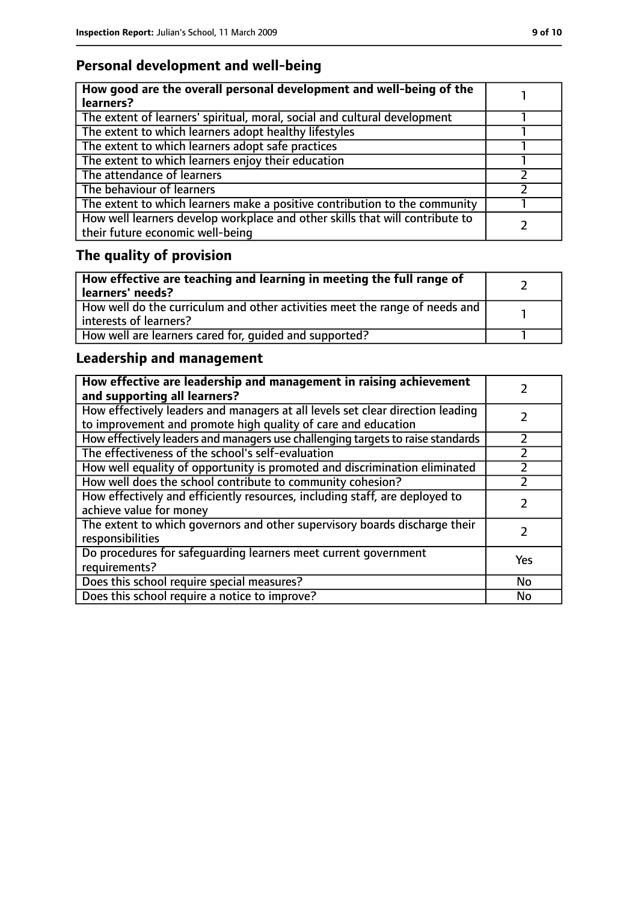## Personal development and well-being

| How good are the overall personal development and well-being of the learners? | 1 |
|---|---|
| The extent of learners' spiritual, moral, social and cultural development | 1 |
| The extent to which learners adopt healthy lifestyles | 1 |
| The extent to which learners adopt safe practices | 1 |
| The extent to which learners enjoy their education | 1 |
| The attendance of learners | 2 |
| The behaviour of learners | 2 |
| The extent to which learners make a positive contribution to the community | 1 |
| How well learners develop workplace and other skills that will contribute to their future economic well-being | 2 |

## The quality of provision

| How effective are teaching and learning in meeting the full range of learners' needs? | 2 |
|---|---|
| How well do the curriculum and other activities meet the range of needs and interests of learners? | 1 |
| How well are learners cared for, guided and supported? | 1 |

## Leadership and management

| How effective are leadership and management in raising achievement and supporting all learners? | 2 |
|---|---|
| How effectively leaders and managers at all levels set clear direction leading to improvement and promote high quality of care and education | 2 |
| How effectively leaders and managers use challenging targets to raise standards | 2 |
| The effectiveness of the school's self-evaluation | 2 |
| How well equality of opportunity is promoted and discrimination eliminated | 2 |
| How well does the school contribute to community cohesion? | 2 |
| How effectively and efficiently resources, including staff, are deployed to achieve value for money | 2 |
| The extent to which governors and other supervisory boards discharge their responsibilities | 2 |
| Do procedures for safeguarding learners meet current government requirements? | Yes |
| Does this school require special measures? | No |
| Does this school require a notice to improve? | No |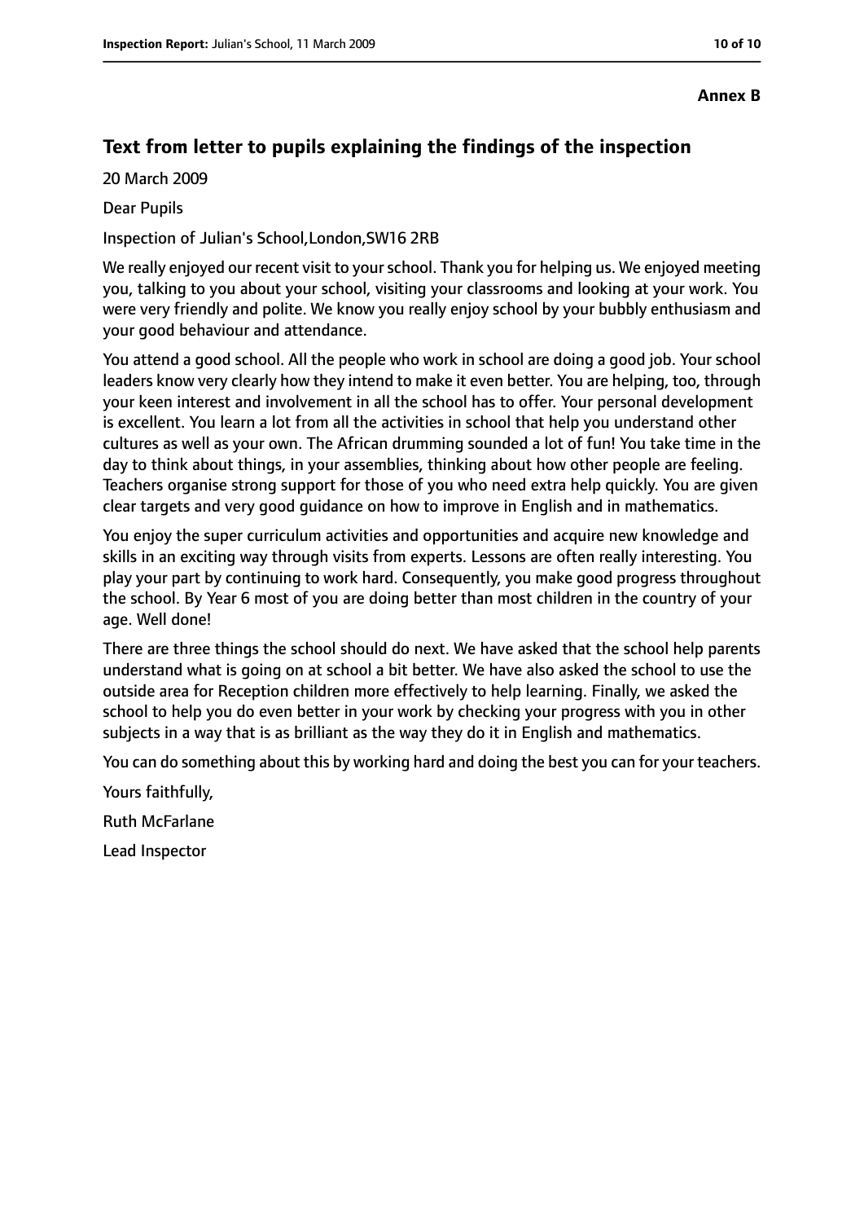**Annex B**

## Text from letter to pupils explaining the findings of the inspection

20 March 2009

Dear Pupils

Inspection of Julian's School,London,SW16 2RB

We really enjoyed our recent visit to your school. Thank you for helping us. We enjoyed meeting you, talking to you about your school, visiting your classrooms and looking at your work. You were very friendly and polite. We know you really enjoy school by your bubbly enthusiasm and your good behaviour and attendance.

You attend a good school. All the people who work in school are doing a good job. Your school leaders know very clearly how they intend to make it even better. You are helping, too, through your keen interest and involvement in all the school has to offer. Your personal development is excellent. You learn a lot from all the activities in school that help you understand other cultures as well as your own. The African drumming sounded a lot of fun! You take time in the day to think about things, in your assemblies, thinking about how other people are feeling. Teachers organise strong support for those of you who need extra help quickly. You are given clear targets and very good guidance on how to improve in English and in mathematics.

You enjoy the super curriculum activities and opportunities and acquire new knowledge and skills in an exciting way through visits from experts. Lessons are often really interesting. You play your part by continuing to work hard. Consequently, you make good progress throughout the school. By Year 6 most of you are doing better than most children in the country of your age. Well done!

There are three things the school should do next. We have asked that the school help parents understand what is going on at school a bit better. We have also asked the school to use the outside area for Reception children more effectively to help learning. Finally, we asked the school to help you do even better in your work by checking your progress with you in other subjects in a way that is as brilliant as the way they do it in English and mathematics.

You can do something about this by working hard and doing the best you can for your teachers.

Yours faithfully,

Ruth McFarlane

Lead Inspector